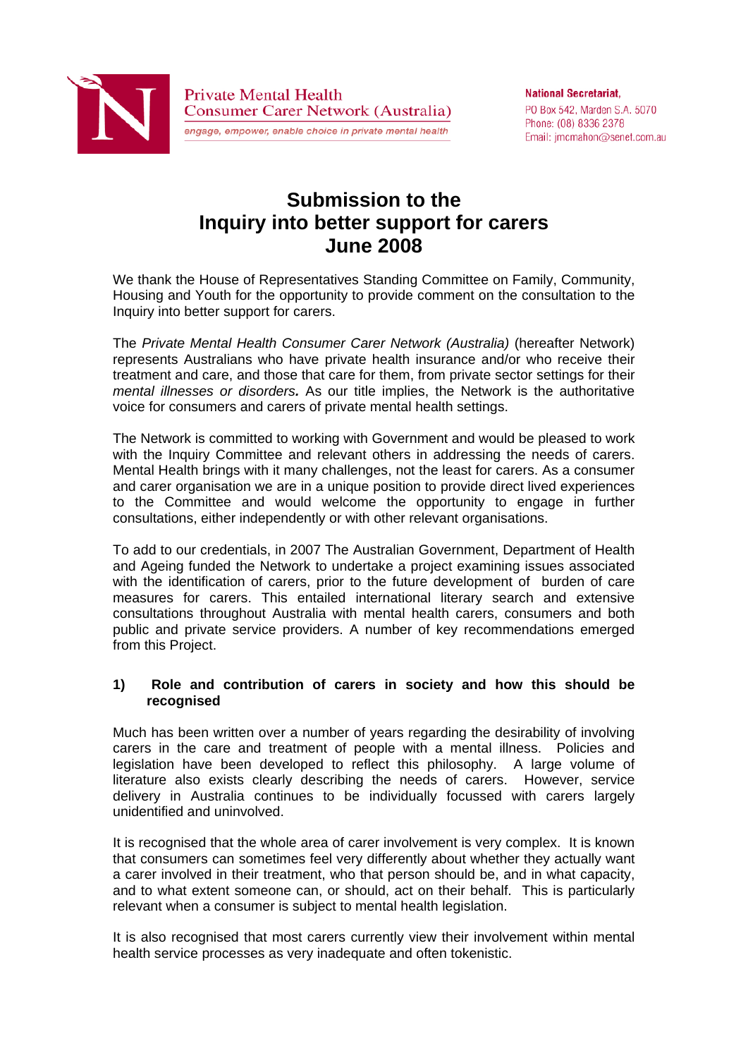Private Mental Health
Consumer Carer Network (Australia)
*engage, empower, enable choice in private mental health*

**National Secretariat,**
PO Box 542, Marden S.A. 5070
Phone: (08) 8336 2378
Email: jmcmahon@senet.com.au

# Submission to the Inquiry into better support for carers June 2008

We thank the House of Representatives Standing Committee on Family, Community, Housing and Youth for the opportunity to provide comment on the consultation to the Inquiry into better support for carers.

The *Private Mental Health Consumer Carer Network (Australia)* (hereafter Network) represents Australians who have private health insurance and/or who receive their treatment and care, and those that care for them, from private sector settings for their *mental illnesses or disorders.* As our title implies, the Network is the authoritative voice for consumers and carers of private mental health settings.

The Network is committed to working with Government and would be pleased to work with the Inquiry Committee and relevant others in addressing the needs of carers. Mental Health brings with it many challenges, not the least for carers. As a consumer and carer organisation we are in a unique position to provide direct lived experiences to the Committee and would welcome the opportunity to engage in further consultations, either independently or with other relevant organisations.

To add to our credentials, in 2007 The Australian Government, Department of Health and Ageing funded the Network to undertake a project examining issues associated with the identification of carers, prior to the future development of burden of care measures for carers. This entailed international literary search and extensive consultations throughout Australia with mental health carers, consumers and both public and private service providers. A number of key recommendations emerged from this Project.

### 1) Role and contribution of carers in society and how this should be recognised

Much has been written over a number of years regarding the desirability of involving carers in the care and treatment of people with a mental illness. Policies and legislation have been developed to reflect this philosophy. A large volume of literature also exists clearly describing the needs of carers. However, service delivery in Australia continues to be individually focussed with carers largely unidentified and uninvolved.

It is recognised that the whole area of carer involvement is very complex. It is known that consumers can sometimes feel very differently about whether they actually want a carer involved in their treatment, who that person should be, and in what capacity, and to what extent someone can, or should, act on their behalf. This is particularly relevant when a consumer is subject to mental health legislation.

It is also recognised that most carers currently view their involvement within mental health service processes as very inadequate and often tokenistic.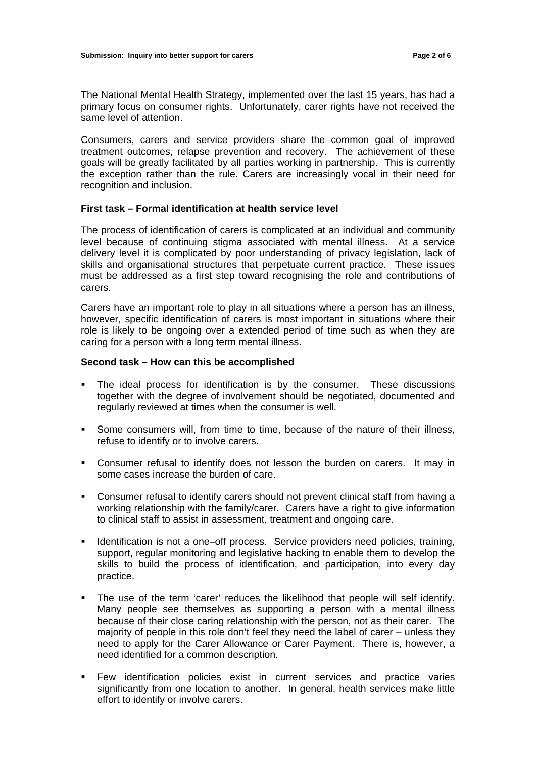The National Mental Health Strategy, implemented over the last 15 years, has had a primary focus on consumer rights. Unfortunately, carer rights have not received the same level of attention.

Consumers, carers and service providers share the common goal of improved treatment outcomes, relapse prevention and recovery. The achievement of these goals will be greatly facilitated by all parties working in partnership. This is currently the exception rather than the rule. Carers are increasingly vocal in their need for recognition and inclusion.

**First task – Formal identification at health service level**

The process of identification of carers is complicated at an individual and community level because of continuing stigma associated with mental illness. At a service delivery level it is complicated by poor understanding of privacy legislation, lack of skills and organisational structures that perpetuate current practice. These issues must be addressed as a first step toward recognising the role and contributions of carers.

Carers have an important role to play in all situations where a person has an illness, however, specific identification of carers is most important in situations where their role is likely to be ongoing over a extended period of time such as when they are caring for a person with a long term mental illness.

**Second task – How can this be accomplished**

- The ideal process for identification is by the consumer. These discussions together with the degree of involvement should be negotiated, documented and regularly reviewed at times when the consumer is well.
- Some consumers will, from time to time, because of the nature of their illness, refuse to identify or to involve carers.
- Consumer refusal to identify does not lesson the burden on carers. It may in some cases increase the burden of care.
- Consumer refusal to identify carers should not prevent clinical staff from having a working relationship with the family/carer. Carers have a right to give information to clinical staff to assist in assessment, treatment and ongoing care.
- Identification is not a one–off process. Service providers need policies, training, support, regular monitoring and legislative backing to enable them to develop the skills to build the process of identification, and participation, into every day practice.
- The use of the term 'carer' reduces the likelihood that people will self identify. Many people see themselves as supporting a person with a mental illness because of their close caring relationship with the person, not as their carer. The majority of people in this role don't feel they need the label of carer – unless they need to apply for the Carer Allowance or Carer Payment. There is, however, a need identified for a common description.
- Few identification policies exist in current services and practice varies significantly from one location to another. In general, health services make little effort to identify or involve carers.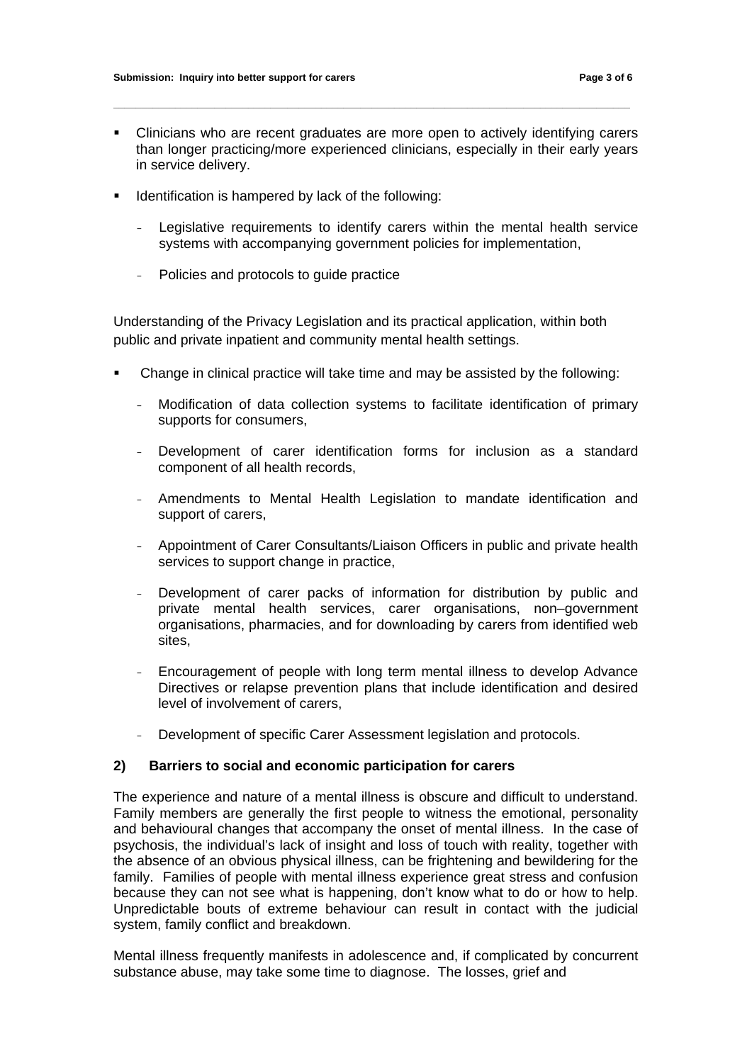- Clinicians who are recent graduates are more open to actively identifying carers than longer practicing/more experienced clinicians, especially in their early years in service delivery.

- Identification is hampered by lack of the following:

  - Legislative requirements to identify carers within the mental health service systems with accompanying government policies for implementation,

  - Policies and protocols to guide practice

Understanding of the Privacy Legislation and its practical application, within both public and private inpatient and community mental health settings.

- Change in clinical practice will take time and may be assisted by the following:

  - Modification of data collection systems to facilitate identification of primary supports for consumers,

  - Development of carer identification forms for inclusion as a standard component of all health records,

  - Amendments to Mental Health Legislation to mandate identification and support of carers,

  - Appointment of Carer Consultants/Liaison Officers in public and private health services to support change in practice,

  - Development of carer packs of information for distribution by public and private mental health services, carer organisations, non–government organisations, pharmacies, and for downloading by carers from identified web sites,

  - Encouragement of people with long term mental illness to develop Advance Directives or relapse prevention plans that include identification and desired level of involvement of carers,

  - Development of specific Carer Assessment legislation and protocols.

### 2) Barriers to social and economic participation for carers

The experience and nature of a mental illness is obscure and difficult to understand. Family members are generally the first people to witness the emotional, personality and behavioural changes that accompany the onset of mental illness. In the case of psychosis, the individual's lack of insight and loss of touch with reality, together with the absence of an obvious physical illness, can be frightening and bewildering for the family. Families of people with mental illness experience great stress and confusion because they can not see what is happening, don't know what to do or how to help. Unpredictable bouts of extreme behaviour can result in contact with the judicial system, family conflict and breakdown.

Mental illness frequently manifests in adolescence and, if complicated by concurrent substance abuse, may take some time to diagnose. The losses, grief and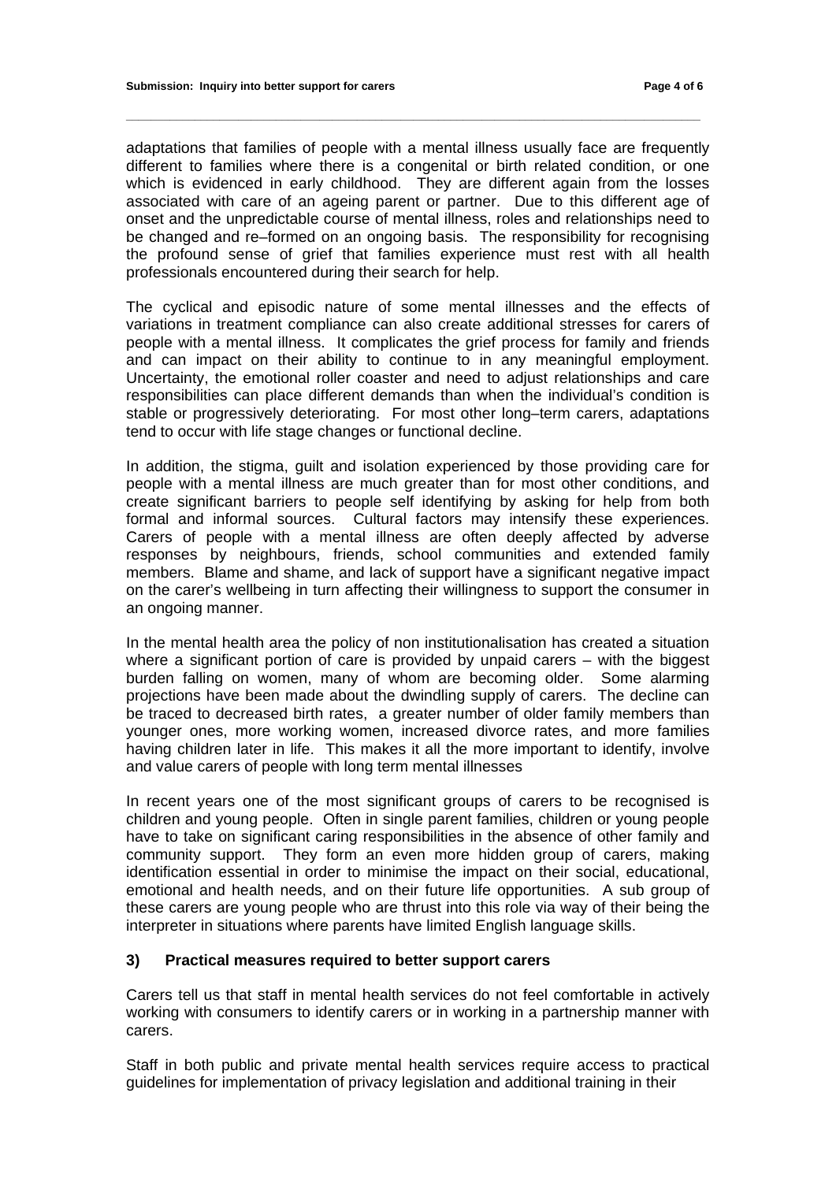adaptations that families of people with a mental illness usually face are frequently different to families where there is a congenital or birth related condition, or one which is evidenced in early childhood. They are different again from the losses associated with care of an ageing parent or partner. Due to this different age of onset and the unpredictable course of mental illness, roles and relationships need to be changed and re–formed on an ongoing basis. The responsibility for recognising the profound sense of grief that families experience must rest with all health professionals encountered during their search for help.

The cyclical and episodic nature of some mental illnesses and the effects of variations in treatment compliance can also create additional stresses for carers of people with a mental illness. It complicates the grief process for family and friends and can impact on their ability to continue to in any meaningful employment. Uncertainty, the emotional roller coaster and need to adjust relationships and care responsibilities can place different demands than when the individual's condition is stable or progressively deteriorating. For most other long–term carers, adaptations tend to occur with life stage changes or functional decline.

In addition, the stigma, guilt and isolation experienced by those providing care for people with a mental illness are much greater than for most other conditions, and create significant barriers to people self identifying by asking for help from both formal and informal sources. Cultural factors may intensify these experiences. Carers of people with a mental illness are often deeply affected by adverse responses by neighbours, friends, school communities and extended family members. Blame and shame, and lack of support have a significant negative impact on the carer's wellbeing in turn affecting their willingness to support the consumer in an ongoing manner.

In the mental health area the policy of non institutionalisation has created a situation where a significant portion of care is provided by unpaid carers – with the biggest burden falling on women, many of whom are becoming older. Some alarming projections have been made about the dwindling supply of carers. The decline can be traced to decreased birth rates, a greater number of older family members than younger ones, more working women, increased divorce rates, and more families having children later in life. This makes it all the more important to identify, involve and value carers of people with long term mental illnesses

In recent years one of the most significant groups of carers to be recognised is children and young people. Often in single parent families, children or young people have to take on significant caring responsibilities in the absence of other family and community support. They form an even more hidden group of carers, making identification essential in order to minimise the impact on their social, educational, emotional and health needs, and on their future life opportunities. A sub group of these carers are young people who are thrust into this role via way of their being the interpreter in situations where parents have limited English language skills.

### 3) Practical measures required to better support carers

Carers tell us that staff in mental health services do not feel comfortable in actively working with consumers to identify carers or in working in a partnership manner with carers.

Staff in both public and private mental health services require access to practical guidelines for implementation of privacy legislation and additional training in their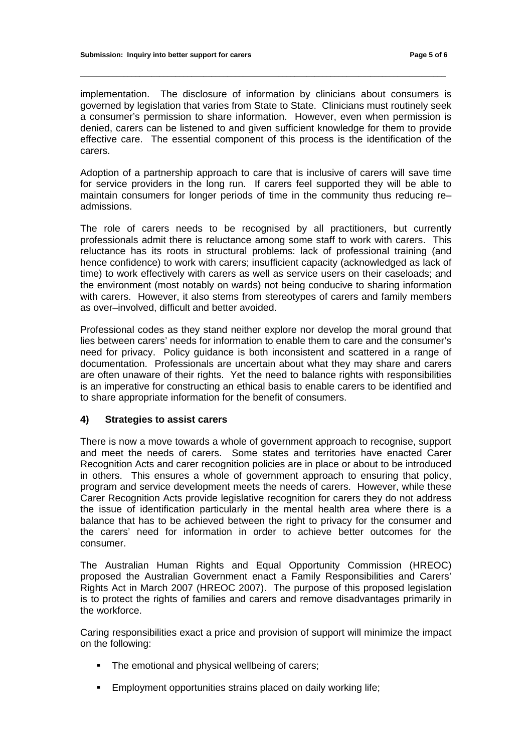implementation. The disclosure of information by clinicians about consumers is governed by legislation that varies from State to State. Clinicians must routinely seek a consumer's permission to share information. However, even when permission is denied, carers can be listened to and given sufficient knowledge for them to provide effective care. The essential component of this process is the identification of the carers.

Adoption of a partnership approach to care that is inclusive of carers will save time for service providers in the long run. If carers feel supported they will be able to maintain consumers for longer periods of time in the community thus reducing re–admissions.

The role of carers needs to be recognised by all practitioners, but currently professionals admit there is reluctance among some staff to work with carers. This reluctance has its roots in structural problems: lack of professional training (and hence confidence) to work with carers; insufficient capacity (acknowledged as lack of time) to work effectively with carers as well as service users on their caseloads; and the environment (most notably on wards) not being conducive to sharing information with carers. However, it also stems from stereotypes of carers and family members as over–involved, difficult and better avoided.

Professional codes as they stand neither explore nor develop the moral ground that lies between carers' needs for information to enable them to care and the consumer's need for privacy. Policy guidance is both inconsistent and scattered in a range of documentation. Professionals are uncertain about what they may share and carers are often unaware of their rights. Yet the need to balance rights with responsibilities is an imperative for constructing an ethical basis to enable carers to be identified and to share appropriate information for the benefit of consumers.

#### 4) Strategies to assist carers

There is now a move towards a whole of government approach to recognise, support and meet the needs of carers. Some states and territories have enacted Carer Recognition Acts and carer recognition policies are in place or about to be introduced in others. This ensures a whole of government approach to ensuring that policy, program and service development meets the needs of carers. However, while these Carer Recognition Acts provide legislative recognition for carers they do not address the issue of identification particularly in the mental health area where there is a balance that has to be achieved between the right to privacy for the consumer and the carers' need for information in order to achieve better outcomes for the consumer.

The Australian Human Rights and Equal Opportunity Commission (HREOC) proposed the Australian Government enact a Family Responsibilities and Carers' Rights Act in March 2007 (HREOC 2007). The purpose of this proposed legislation is to protect the rights of families and carers and remove disadvantages primarily in the workforce.

Caring responsibilities exact a price and provision of support will minimize the impact on the following:

- The emotional and physical wellbeing of carers;
- Employment opportunities strains placed on daily working life;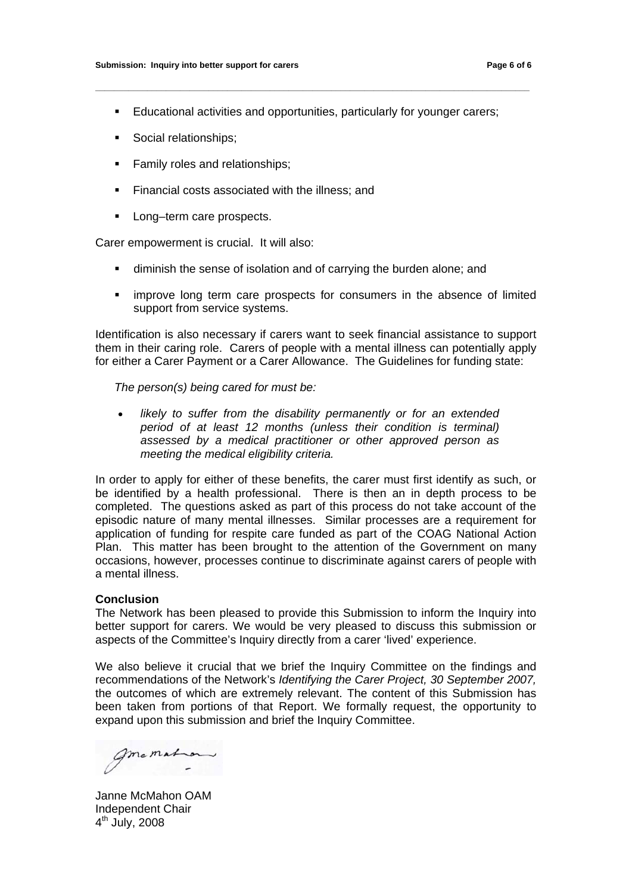- Educational activities and opportunities, particularly for younger carers;
- Social relationships;
- Family roles and relationships;
- Financial costs associated with the illness; and
- Long–term care prospects.

Carer empowerment is crucial. It will also:

- diminish the sense of isolation and of carrying the burden alone; and
- improve long term care prospects for consumers in the absence of limited support from service systems.

Identification is also necessary if carers want to seek financial assistance to support them in their caring role. Carers of people with a mental illness can potentially apply for either a Carer Payment or a Carer Allowance. The Guidelines for funding state:

*The person(s) being cared for must be:*

- *likely to suffer from the disability permanently or for an extended period of at least 12 months (unless their condition is terminal) assessed by a medical practitioner or other approved person as meeting the medical eligibility criteria.*

In order to apply for either of these benefits, the carer must first identify as such, or be identified by a health professional. There is then an in depth process to be completed. The questions asked as part of this process do not take account of the episodic nature of many mental illnesses. Similar processes are a requirement for application of funding for respite care funded as part of the COAG National Action Plan. This matter has been brought to the attention of the Government on many occasions, however, processes continue to discriminate against carers of people with a mental illness.

**Conclusion**

The Network has been pleased to provide this Submission to inform the Inquiry into better support for carers. We would be very pleased to discuss this submission or aspects of the Committee's Inquiry directly from a carer 'lived' experience.

We also believe it crucial that we brief the Inquiry Committee on the findings and recommendations of the Network's *Identifying the Carer Project, 30 September 2007,* the outcomes of which are extremely relevant. The content of this Submission has been taken from portions of that Report. We formally request, the opportunity to expand upon this submission and brief the Inquiry Committee.

Janne McMahon OAM
Independent Chair
4th July, 2008